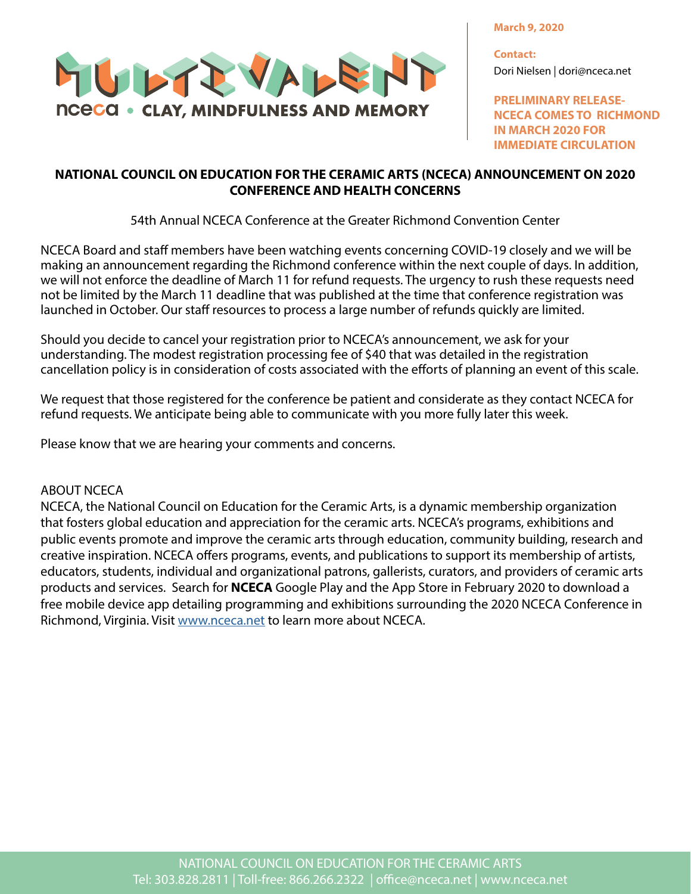MULTIVALENT

nceca • CLAY, MINDFULNESS AND MEMORY

**March 9, 2020**

**Contact:**
Dori Nielsen | dori@nceca.net

**PRELIMINARY RELEASE- NCECA COMES TO RICHMOND IN MARCH 2020 FOR IMMEDIATE CIRCULATION**

## NATIONAL COUNCIL ON EDUCATION FOR THE CERAMIC ARTS (NCECA) ANNOUNCEMENT ON 2020 CONFERENCE AND HEALTH CONCERNS

54th Annual NCECA Conference at the Greater Richmond Convention Center

NCECA Board and staff members have been watching events concerning COVID-19 closely and we will be making an announcement regarding the Richmond conference within the next couple of days. In addition, we will not enforce the deadline of March 11 for refund requests. The urgency to rush these requests need not be limited by the March 11 deadline that was published at the time that conference registration was launched in October. Our staff resources to process a large number of refunds quickly are limited.

Should you decide to cancel your registration prior to NCECA's announcement, we ask for your understanding. The modest registration processing fee of $40 that was detailed in the registration cancellation policy is in consideration of costs associated with the efforts of planning an event of this scale.

We request that those registered for the conference be patient and considerate as they contact NCECA for refund requests. We anticipate being able to communicate with you more fully later this week.

Please know that we are hearing your comments and concerns.

ABOUT NCECA
NCECA, the National Council on Education for the Ceramic Arts, is a dynamic membership organization that fosters global education and appreciation for the ceramic arts. NCECA's programs, exhibitions and public events promote and improve the ceramic arts through education, community building, research and creative inspiration. NCECA offers programs, events, and publications to support its membership of artists, educators, students, individual and organizational patrons, gallerists, curators, and providers of ceramic arts products and services. Search for **NCECA** Google Play and the App Store in February 2020 to download a free mobile device app detailing programming and exhibitions surrounding the 2020 NCECA Conference in Richmond, Virginia. Visit www.nceca.net to learn more about NCECA.

NATIONAL COUNCIL ON EDUCATION FOR THE CERAMIC ARTS
Tel: 303.828.2811 | Toll-free: 866.266.2322 | office@nceca.net | www.nceca.net